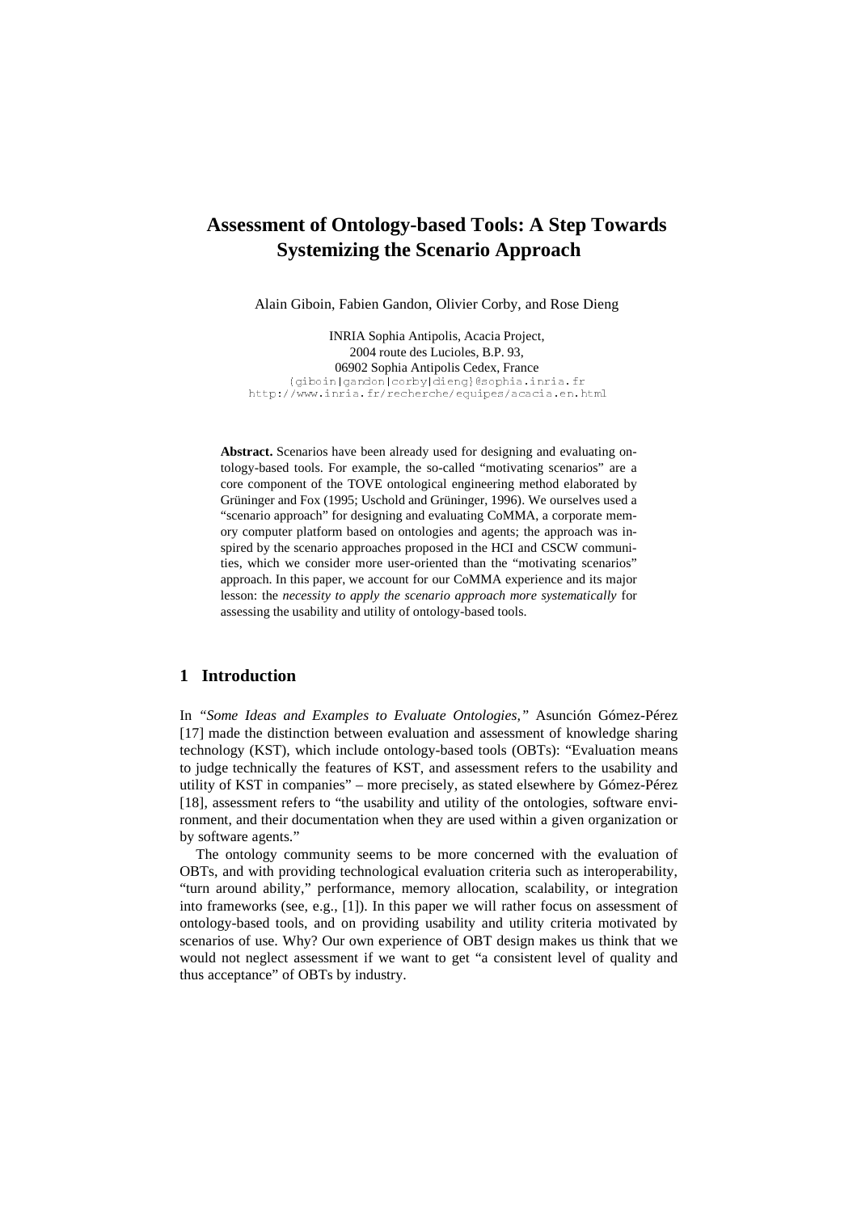# Assessment of Ontology-based Tools: A Step Towards Systemizing the Scenario Approach

Alain Giboin, Fabien Gandon, Olivier Corby, and Rose Dieng

INRIA Sophia Antipolis, Acacia Project,
2004 route des Lucioles, B.P. 93,
06902 Sophia Antipolis Cedex, France
{giboin|gandon|corby|dieng}@sophia.inria.fr
http://www.inria.fr/recherche/equipes/acacia.en.html

**Abstract.** Scenarios have been already used for designing and evaluating ontology-based tools. For example, the so-called "motivating scenarios" are a core component of the TOVE ontological engineering method elaborated by Grüninger and Fox (1995; Uschold and Grüninger, 1996). We ourselves used a "scenario approach" for designing and evaluating CoMMA, a corporate memory computer platform based on ontologies and agents; the approach was inspired by the scenario approaches proposed in the HCI and CSCW communities, which we consider more user-oriented than the "motivating scenarios" approach. In this paper, we account for our CoMMA experience and its major lesson: the *necessity to apply the scenario approach more systematically* for assessing the usability and utility of ontology-based tools.

## 1 Introduction

In *"Some Ideas and Examples to Evaluate Ontologies,"* Asunción Gómez-Pérez [17] made the distinction between evaluation and assessment of knowledge sharing technology (KST), which include ontology-based tools (OBTs): "Evaluation means to judge technically the features of KST, and assessment refers to the usability and utility of KST in companies" – more precisely, as stated elsewhere by Gómez-Pérez [18], assessment refers to "the usability and utility of the ontologies, software environment, and their documentation when they are used within a given organization or by software agents."

The ontology community seems to be more concerned with the evaluation of OBTs, and with providing technological evaluation criteria such as interoperability, "turn around ability," performance, memory allocation, scalability, or integration into frameworks (see, e.g., [1]). In this paper we will rather focus on assessment of ontology-based tools, and on providing usability and utility criteria motivated by scenarios of use. Why? Our own experience of OBT design makes us think that we would not neglect assessment if we want to get "a consistent level of quality and thus acceptance" of OBTs by industry.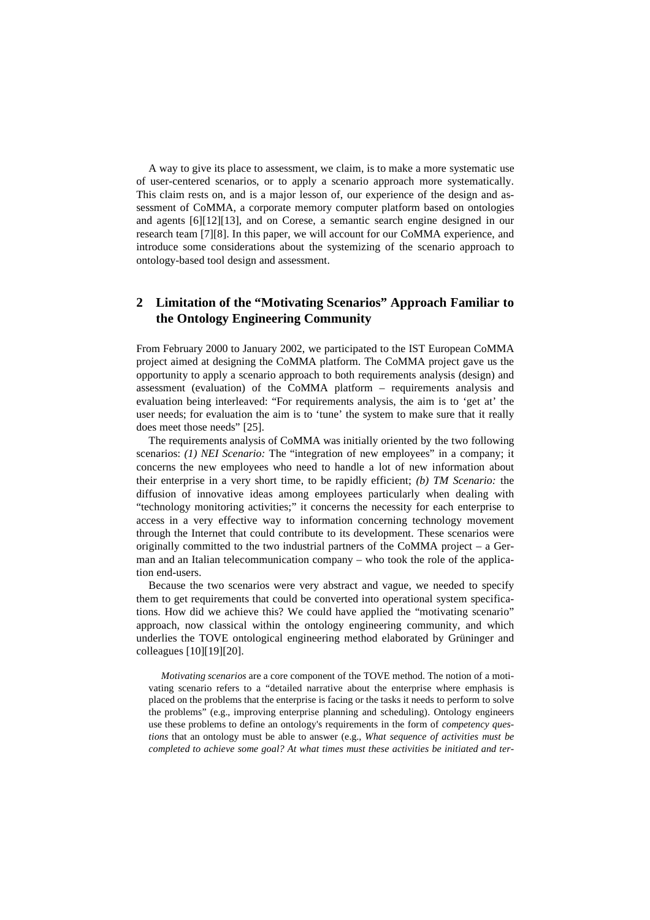A way to give its place to assessment, we claim, is to make a more systematic use of user-centered scenarios, or to apply a scenario approach more systematically. This claim rests on, and is a major lesson of, our experience of the design and assessment of CoMMA, a corporate memory computer platform based on ontologies and agents [6][12][13], and on Corese, a semantic search engine designed in our research team [7][8]. In this paper, we will account for our CoMMA experience, and introduce some considerations about the systemizing of the scenario approach to ontology-based tool design and assessment.

## 2 Limitation of the "Motivating Scenarios" Approach Familiar to the Ontology Engineering Community

From February 2000 to January 2002, we participated to the IST European CoMMA project aimed at designing the CoMMA platform. The CoMMA project gave us the opportunity to apply a scenario approach to both requirements analysis (design) and assessment (evaluation) of the CoMMA platform – requirements analysis and evaluation being interleaved: "For requirements analysis, the aim is to 'get at' the user needs; for evaluation the aim is to 'tune' the system to make sure that it really does meet those needs" [25].

The requirements analysis of CoMMA was initially oriented by the two following scenarios: *(1) NEI Scenario:* The "integration of new employees" in a company; it concerns the new employees who need to handle a lot of new information about their enterprise in a very short time, to be rapidly efficient; *(b) TM Scenario:* the diffusion of innovative ideas among employees particularly when dealing with "technology monitoring activities;" it concerns the necessity for each enterprise to access in a very effective way to information concerning technology movement through the Internet that could contribute to its development. These scenarios were originally committed to the two industrial partners of the CoMMA project – a German and an Italian telecommunication company – who took the role of the application end-users.

Because the two scenarios were very abstract and vague, we needed to specify them to get requirements that could be converted into operational system specifications. How did we achieve this? We could have applied the "motivating scenario" approach, now classical within the ontology engineering community, and which underlies the TOVE ontological engineering method elaborated by Grüninger and colleagues [10][19][20].

> *Motivating scenarios* are a core component of the TOVE method. The notion of a motivating scenario refers to a "detailed narrative about the enterprise where emphasis is placed on the problems that the enterprise is facing or the tasks it needs to perform to solve the problems" (e.g., improving enterprise planning and scheduling). Ontology engineers use these problems to define an ontology's requirements in the form of *competency questions* that an ontology must be able to answer (e.g., *What sequence of activities must be completed to achieve some goal? At what times must these activities be initiated and ter-*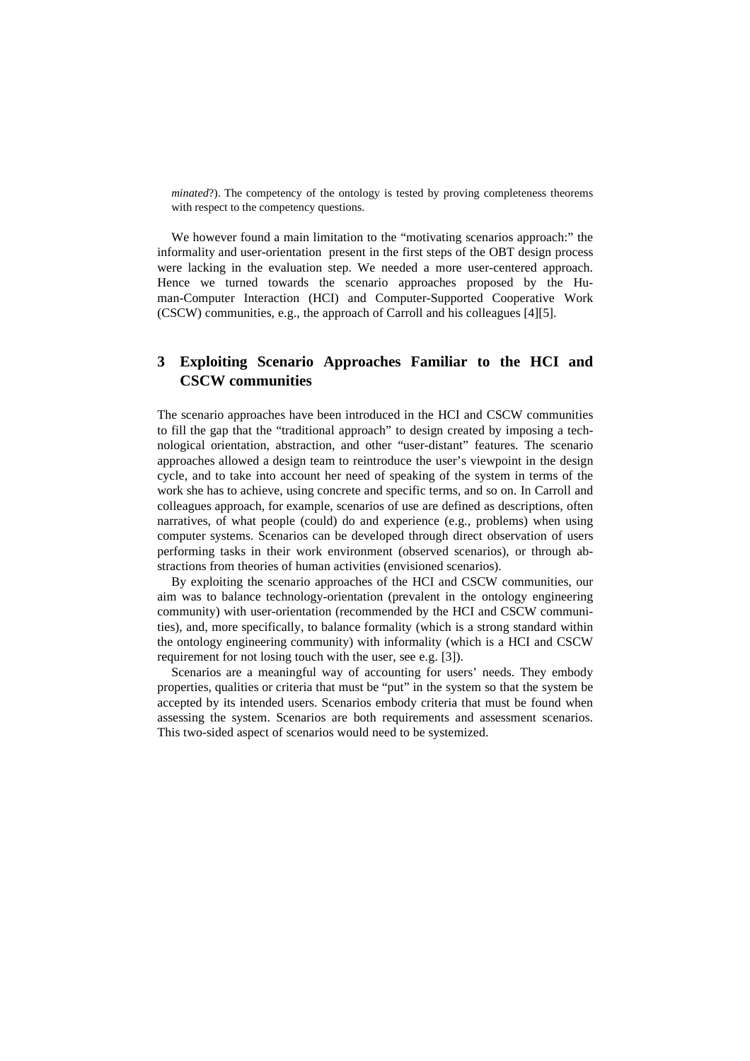*minated*?). The competency of the ontology is tested by proving completeness theorems with respect to the competency questions.

We however found a main limitation to the "motivating scenarios approach:" the informality and user-orientation present in the first steps of the OBT design process were lacking in the evaluation step. We needed a more user-centered approach. Hence we turned towards the scenario approaches proposed by the Human-Computer Interaction (HCI) and Computer-Supported Cooperative Work (CSCW) communities, e.g., the approach of Carroll and his colleagues [4][5].

## 3 Exploiting Scenario Approaches Familiar to the HCI and CSCW communities

The scenario approaches have been introduced in the HCI and CSCW communities to fill the gap that the "traditional approach" to design created by imposing a technological orientation, abstraction, and other "user-distant" features. The scenario approaches allowed a design team to reintroduce the user's viewpoint in the design cycle, and to take into account her need of speaking of the system in terms of the work she has to achieve, using concrete and specific terms, and so on. In Carroll and colleagues approach, for example, scenarios of use are defined as descriptions, often narratives, of what people (could) do and experience (e.g., problems) when using computer systems. Scenarios can be developed through direct observation of users performing tasks in their work environment (observed scenarios), or through abstractions from theories of human activities (envisioned scenarios).

By exploiting the scenario approaches of the HCI and CSCW communities, our aim was to balance technology-orientation (prevalent in the ontology engineering community) with user-orientation (recommended by the HCI and CSCW communities), and, more specifically, to balance formality (which is a strong standard within the ontology engineering community) with informality (which is a HCI and CSCW requirement for not losing touch with the user, see e.g. [3]).

Scenarios are a meaningful way of accounting for users' needs. They embody properties, qualities or criteria that must be "put" in the system so that the system be accepted by its intended users. Scenarios embody criteria that must be found when assessing the system. Scenarios are both requirements and assessment scenarios. This two-sided aspect of scenarios would need to be systemized.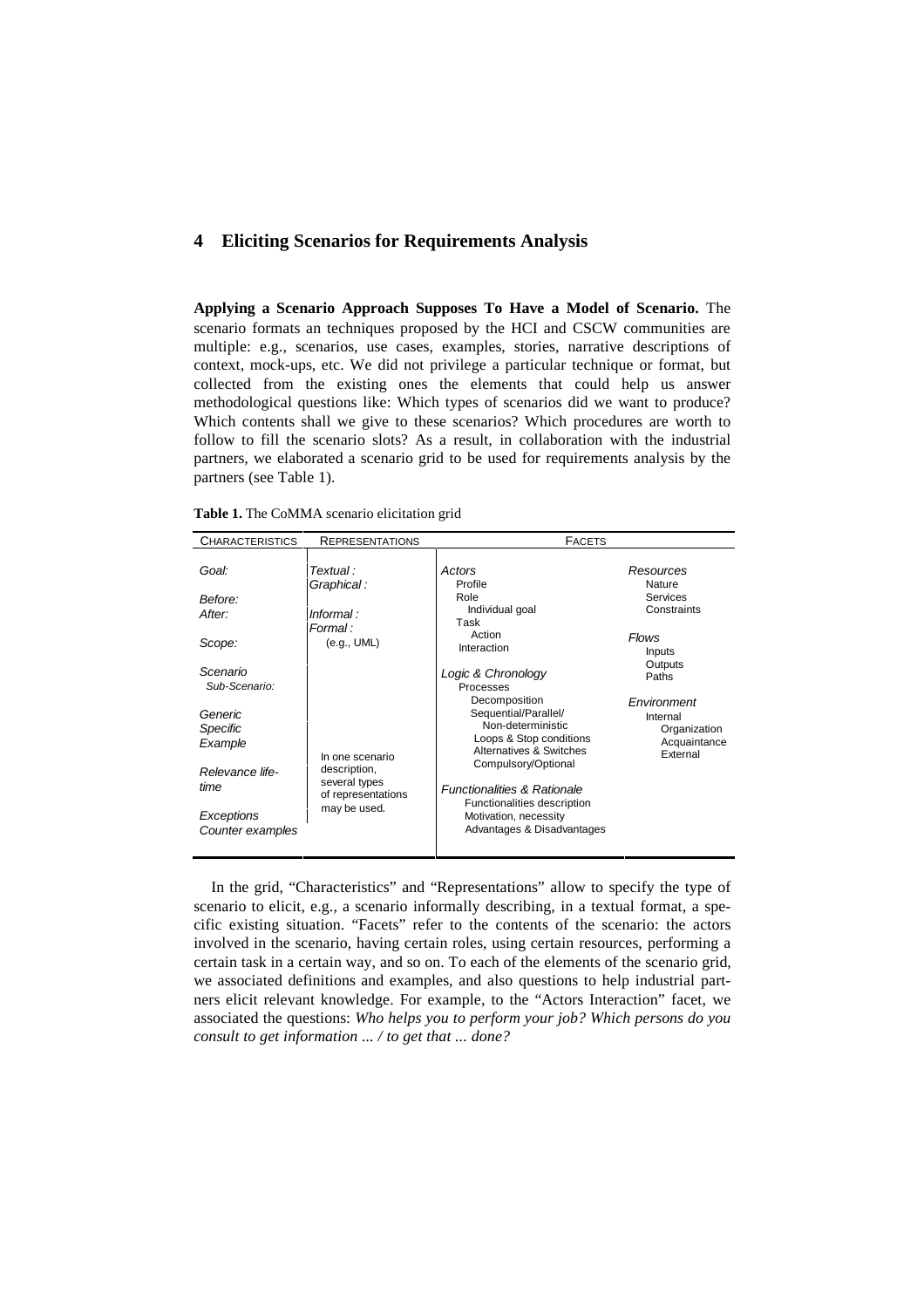## 4 Eliciting Scenarios for Requirements Analysis

**Applying a Scenario Approach Supposes To Have a Model of Scenario.** The scenario formats an techniques proposed by the HCI and CSCW communities are multiple: e.g., scenarios, use cases, examples, stories, narrative descriptions of context, mock-ups, etc. We did not privilege a particular technique or format, but collected from the existing ones the elements that could help us answer methodological questions like: Which types of scenarios did we want to produce? Which contents shall we give to these scenarios? Which procedures are worth to follow to fill the scenario slots? As a result, in collaboration with the industrial partners, we elaborated a scenario grid to be used for requirements analysis by the partners (see Table 1).

**Table 1.** The CoMMA scenario elicitation grid

| CHARACTERISTICS | REPRESENTATIONS | FACETS | |
|---|---|---|---|
| *Goal:*<br><br>*Before:*<br>*After:*<br><br>*Scope:*<br><br>*Scenario*<br>*Sub-Scenario:*<br><br>*Generic*<br>*Specific*<br>*Example*<br><br>*Relevance life-time*<br><br>*Exceptions*<br>*Counter examples* | *Textual :*<br>*Graphical :*<br><br>*Informal :*<br>*Formal :*<br>(e.g., UML)<br><br>In one scenario description, several types of representations may be used. | *Actors*<br>Profile<br>Role<br>Individual goal<br>Task<br>Action<br>Interaction<br><br>*Logic & Chronology*<br>Processes<br>Decomposition<br>Sequential/Parallel/<br>Non-deterministic<br>Loops & Stop conditions<br>Alternatives & Switches<br>Compulsory/Optional<br><br>*Functionalities & Rationale*<br>Functionalities description<br>Motivation, necessity<br>Advantages & Disadvantages | *Resources*<br>Nature<br>Services<br>Constraints<br><br>*Flows*<br>Inputs<br>Outputs<br>Paths<br><br>*Environment*<br>Internal<br>Organization<br>Acquaintance<br>External |

In the grid, "Characteristics" and "Representations" allow to specify the type of scenario to elicit, e.g., a scenario informally describing, in a textual format, a specific existing situation. "Facets" refer to the contents of the scenario: the actors involved in the scenario, having certain roles, using certain resources, performing a certain task in a certain way, and so on. To each of the elements of the scenario grid, we associated definitions and examples, and also questions to help industrial partners elicit relevant knowledge. For example, to the "Actors Interaction" facet, we associated the questions: *Who helps you to perform your job? Which persons do you consult to get information ... / to get that ... done?*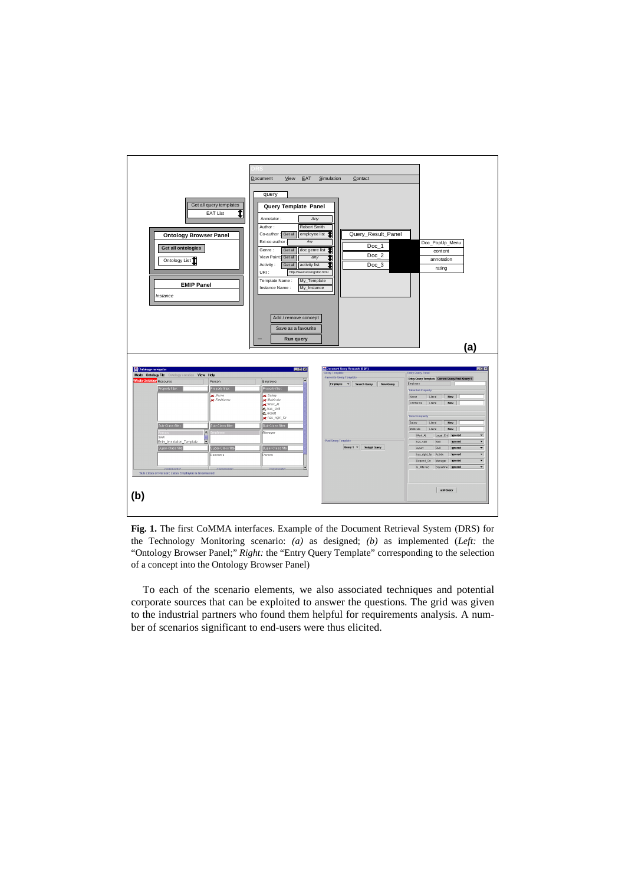**Fig. 1.** The first CoMMA interfaces. Example of the Document Retrieval System (DRS) for the Technology Monitoring scenario: *(a)* as designed; *(b)* as implemented (*Left:* the "Ontology Browser Panel;" *Right:* the "Entry Query Template" corresponding to the selection of a concept into the Ontology Browser Panel)

To each of the scenario elements, we also associated techniques and potential corporate sources that can be exploited to answer the questions. The grid was given to the industrial partners who found them helpful for requirements analysis. A number of scenarios significant to end-users were thus elicited.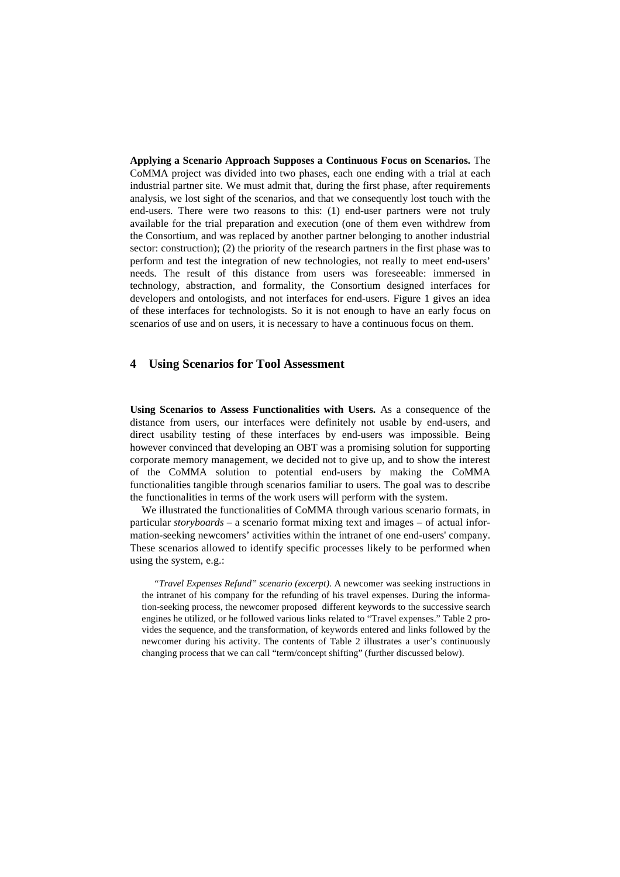**Applying a Scenario Approach Supposes a Continuous Focus on Scenarios.** The CoMMA project was divided into two phases, each one ending with a trial at each industrial partner site. We must admit that, during the first phase, after requirements analysis, we lost sight of the scenarios, and that we consequently lost touch with the end-users. There were two reasons to this: (1) end-user partners were not truly available for the trial preparation and execution (one of them even withdrew from the Consortium, and was replaced by another partner belonging to another industrial sector: construction); (2) the priority of the research partners in the first phase was to perform and test the integration of new technologies, not really to meet end-users' needs. The result of this distance from users was foreseeable: immersed in technology, abstraction, and formality, the Consortium designed interfaces for developers and ontologists, and not interfaces for end-users. Figure 1 gives an idea of these interfaces for technologists. So it is not enough to have an early focus on scenarios of use and on users, it is necessary to have a continuous focus on them.

## 4 Using Scenarios for Tool Assessment

**Using Scenarios to Assess Functionalities with Users.** As a consequence of the distance from users, our interfaces were definitely not usable by end-users, and direct usability testing of these interfaces by end-users was impossible. Being however convinced that developing an OBT was a promising solution for supporting corporate memory management, we decided not to give up, and to show the interest of the CoMMA solution to potential end-users by making the CoMMA functionalities tangible through scenarios familiar to users. The goal was to describe the functionalities in terms of the work users will perform with the system.

We illustrated the functionalities of CoMMA through various scenario formats, in particular *storyboards* – a scenario format mixing text and images – of actual information-seeking newcomers' activities within the intranet of one end-users' company. These scenarios allowed to identify specific processes likely to be performed when using the system, e.g.:

*"Travel Expenses Refund" scenario (excerpt).* A newcomer was seeking instructions in the intranet of his company for the refunding of his travel expenses. During the information-seeking process, the newcomer proposed different keywords to the successive search engines he utilized, or he followed various links related to "Travel expenses." Table 2 provides the sequence, and the transformation, of keywords entered and links followed by the newcomer during his activity. The contents of Table 2 illustrates a user's continuously changing process that we can call "term/concept shifting" (further discussed below).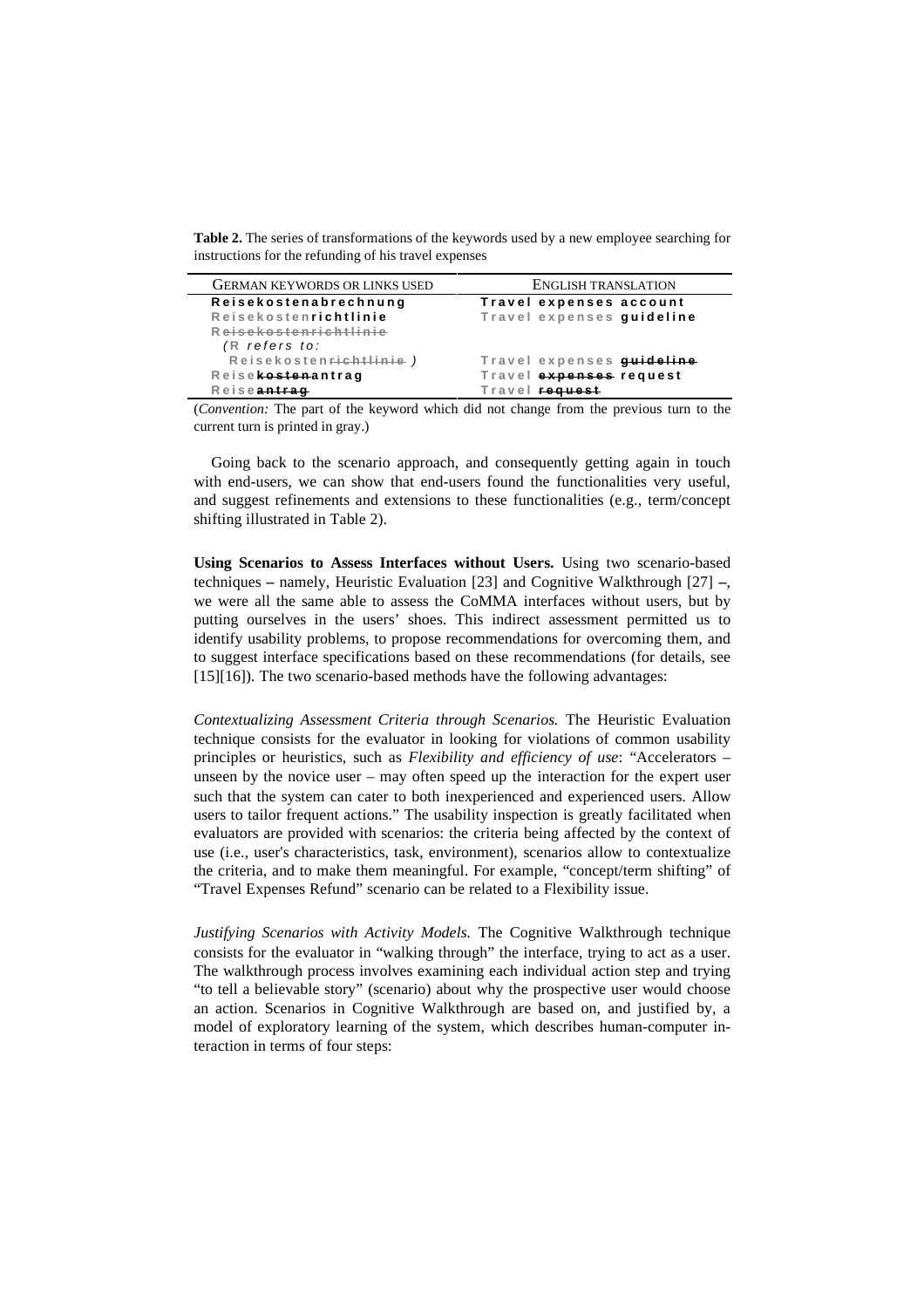**Table 2.** The series of transformations of the keywords used by a new employee searching for instructions for the refunding of his travel expenses

| GERMAN KEYWORDS OR LINKS USED | ENGLISH TRANSLATION |
|---|---|
| **Reisekostenabrechnung** | **Travel expenses account** |
| Reisekosten**richtlinie** | Travel expenses **guideline** |
| ~~Reisekostenrichtlinie~~ (R refers to: Reisekosten~~richtlinie~~ ) | Travel expenses ~~**guideline**~~ |
| Reise~~**kosten**~~**antrag** | Travel ~~**expenses**~~ **request** |
| Reise~~**antrag**~~ | Travel ~~**request**~~ |

(*Convention:* The part of the keyword which did not change from the previous turn to the current turn is printed in gray.)

Going back to the scenario approach, and consequently getting again in touch with end-users, we can show that end-users found the functionalities very useful, and suggest refinements and extensions to these functionalities (e.g., term/concept shifting illustrated in Table 2).

**Using Scenarios to Assess Interfaces without Users.** Using two scenario-based techniques – namely, Heuristic Evaluation [23] and Cognitive Walkthrough [27] –, we were all the same able to assess the CoMMA interfaces without users, but by putting ourselves in the users' shoes. This indirect assessment permitted us to identify usability problems, to propose recommendations for overcoming them, and to suggest interface specifications based on these recommendations (for details, see [15][16]). The two scenario-based methods have the following advantages:

*Contextualizing Assessment Criteria through Scenarios.* The Heuristic Evaluation technique consists for the evaluator in looking for violations of common usability principles or heuristics, such as *Flexibility and efficiency of use*: "Accelerators – unseen by the novice user – may often speed up the interaction for the expert user such that the system can cater to both inexperienced and experienced users. Allow users to tailor frequent actions." The usability inspection is greatly facilitated when evaluators are provided with scenarios: the criteria being affected by the context of use (i.e., user's characteristics, task, environment), scenarios allow to contextualize the criteria, and to make them meaningful. For example, "concept/term shifting" of "Travel Expenses Refund" scenario can be related to a Flexibility issue.

*Justifying Scenarios with Activity Models.* The Cognitive Walkthrough technique consists for the evaluator in "walking through" the interface, trying to act as a user. The walkthrough process involves examining each individual action step and trying "to tell a believable story" (scenario) about why the prospective user would choose an action. Scenarios in Cognitive Walkthrough are based on, and justified by, a model of exploratory learning of the system, which describes human-computer interaction in terms of four steps: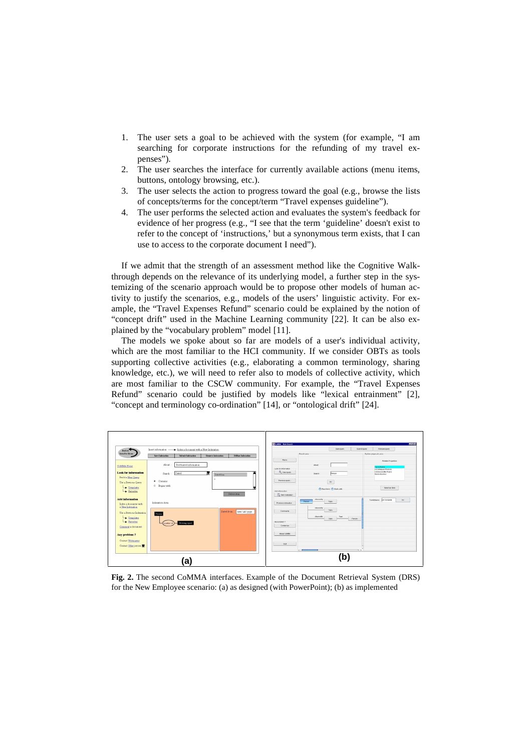1. The user sets a goal to be achieved with the system (for example, "I am searching for corporate instructions for the refunding of my travel expenses").
2. The user searches the interface for currently available actions (menu items, buttons, ontology browsing, etc.).
3. The user selects the action to progress toward the goal (e.g., browse the lists of concepts/terms for the concept/term "Travel expenses guideline").
4. The user performs the selected action and evaluates the system's feedback for evidence of her progress (e.g., "I see that the term 'guideline' doesn't exist to refer to the concept of 'instructions,' but a synonymous term exists, that I can use to access to the corporate document I need").

If we admit that the strength of an assessment method like the Cognitive Walkthrough depends on the relevance of its underlying model, a further step in the systemizing of the scenario approach would be to propose other models of human activity to justify the scenarios, e.g., models of the users' linguistic activity. For example, the "Travel Expenses Refund" scenario could be explained by the notion of "concept drift" used in the Machine Learning community [22]. It can be also explained by the "vocabulary problem" model [11].

The models we spoke about so far are models of a user's individual activity, which are the most familiar to the HCI community. If we consider OBTs as tools supporting collective activities (e.g., elaborating a common terminology, sharing knowledge, etc.), we will need to refer also to models of collective activity, which are most familiar to the CSCW community. For example, the "Travel Expenses Refund" scenario could be justified by models like "lexical entrainment" [2], "concept and terminology co-ordination" [14], or "ontological drift" [24].

**Fig. 2.** The second CoMMA interfaces. Example of the Document Retrieval System (DRS) for the New Employee scenario: (a) as designed (with PowerPoint); (b) as implemented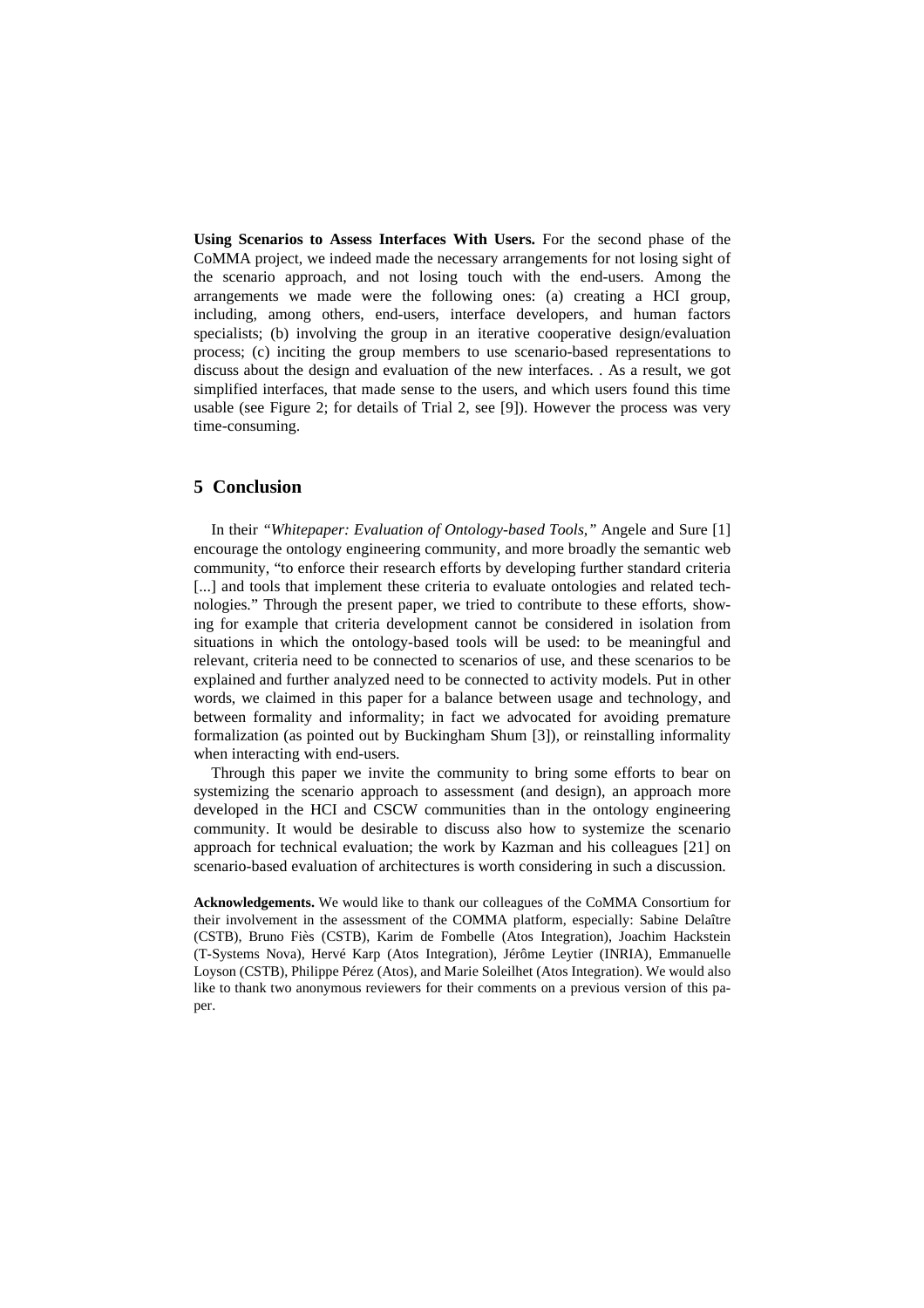**Using Scenarios to Assess Interfaces With Users.** For the second phase of the CoMMA project, we indeed made the necessary arrangements for not losing sight of the scenario approach, and not losing touch with the end-users. Among the arrangements we made were the following ones: (a) creating a HCI group, including, among others, end-users, interface developers, and human factors specialists; (b) involving the group in an iterative cooperative design/evaluation process; (c) inciting the group members to use scenario-based representations to discuss about the design and evaluation of the new interfaces. . As a result, we got simplified interfaces, that made sense to the users, and which users found this time usable (see Figure 2; for details of Trial 2, see [9]). However the process was very time-consuming.

## 5 Conclusion

In their *"Whitepaper: Evaluation of Ontology-based Tools,"* Angele and Sure [1] encourage the ontology engineering community, and more broadly the semantic web community, "to enforce their research efforts by developing further standard criteria [...] and tools that implement these criteria to evaluate ontologies and related technologies." Through the present paper, we tried to contribute to these efforts, showing for example that criteria development cannot be considered in isolation from situations in which the ontology-based tools will be used: to be meaningful and relevant, criteria need to be connected to scenarios of use, and these scenarios to be explained and further analyzed need to be connected to activity models. Put in other words, we claimed in this paper for a balance between usage and technology, and between formality and informality; in fact we advocated for avoiding premature formalization (as pointed out by Buckingham Shum [3]), or reinstalling informality when interacting with end-users.

Through this paper we invite the community to bring some efforts to bear on systemizing the scenario approach to assessment (and design), an approach more developed in the HCI and CSCW communities than in the ontology engineering community. It would be desirable to discuss also how to systemize the scenario approach for technical evaluation; the work by Kazman and his colleagues [21] on scenario-based evaluation of architectures is worth considering in such a discussion.

**Acknowledgements.** We would like to thank our colleagues of the CoMMA Consortium for their involvement in the assessment of the COMMA platform, especially: Sabine Delaître (CSTB), Bruno Fiès (CSTB), Karim de Fombelle (Atos Integration), Joachim Hackstein (T-Systems Nova), Hervé Karp (Atos Integration), Jérôme Leytier (INRIA), Emmanuelle Loyson (CSTB), Philippe Pérez (Atos), and Marie Soleilhet (Atos Integration). We would also like to thank two anonymous reviewers for their comments on a previous version of this paper.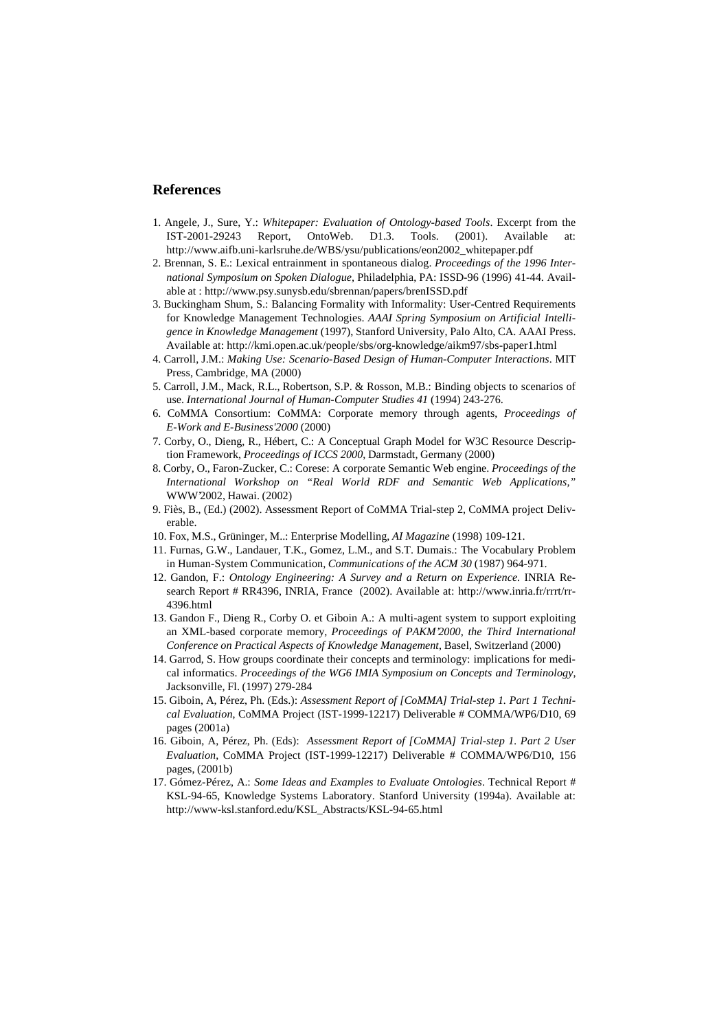## References

1. Angele, J., Sure, Y.: *Whitepaper: Evaluation of Ontology-based Tools*. Excerpt from the IST-2001-29243 Report, OntoWeb. D1.3. Tools. (2001). Available at: http://www.aifb.uni-karlsruhe.de/WBS/ysu/publications/eon2002_whitepaper.pdf
2. Brennan, S. E.: Lexical entrainment in spontaneous dialog. *Proceedings of the 1996 International Symposium on Spoken Dialogue*, Philadelphia, PA: ISSD-96 (1996) 41-44. Available at : http://www.psy.sunysb.edu/sbrennan/papers/brenISSD.pdf
3. Buckingham Shum, S.: Balancing Formality with Informality: User-Centred Requirements for Knowledge Management Technologies. *AAAI Spring Symposium on Artificial Intelligence in Knowledge Management* (1997), Stanford University, Palo Alto, CA. AAAI Press. Available at: http://kmi.open.ac.uk/people/sbs/org-knowledge/aikm97/sbs-paper1.html
4. Carroll, J.M.: *Making Use: Scenario-Based Design of Human-Computer Interactions*. MIT Press, Cambridge, MA (2000)
5. Carroll, J.M., Mack, R.L., Robertson, S.P. & Rosson, M.B.: Binding objects to scenarios of use. *International Journal of Human-Computer Studies 41* (1994) 243-276.
6. CoMMA Consortium: CoMMA: Corporate memory through agents, *Proceedings of E-Work and E-Business'2000* (2000)
7. Corby, O., Dieng, R., Hébert, C.: A Conceptual Graph Model for W3C Resource Description Framework, *Proceedings of ICCS 2000*, Darmstadt, Germany (2000)
8. Corby, O., Faron-Zucker, C.: Corese: A corporate Semantic Web engine. *Proceedings of the International Workshop on "Real World RDF and Semantic Web Applications,"* WWW'2002, Hawai. (2002)
9. Fiès, B., (Ed.) (2002). Assessment Report of CoMMA Trial-step 2, CoMMA project Deliverable.
10. Fox, M.S., Grüninger, M..: Enterprise Modelling, *AI Magazine* (1998) 109-121.
11. Furnas, G.W., Landauer, T.K., Gomez, L.M., and S.T. Dumais.: The Vocabulary Problem in Human-System Communication, *Communications of the ACM 30* (1987) 964-971.
12. Gandon, F.: *Ontology Engineering: A Survey and a Return on Experience.* INRIA Research Report # RR4396, INRIA, France (2002). Available at: http://www.inria.fr/rrrt/rr-4396.html
13. Gandon F., Dieng R., Corby O. et Giboin A.: A multi-agent system to support exploiting an XML-based corporate memory, *Proceedings of PAKM'2000, the Third International Conference on Practical Aspects of Knowledge Management*, Basel, Switzerland (2000)
14. Garrod, S. How groups coordinate their concepts and terminology: implications for medical informatics. *Proceedings of the WG6 IMIA Symposium on Concepts and Terminology*, Jacksonville, Fl. (1997) 279-284
15. Giboin, A, Pérez, Ph. (Eds.): *Assessment Report of [CoMMA] Trial-step 1. Part 1 Technical Evaluation*, CoMMA Project (IST-1999-12217) Deliverable # COMMA/WP6/D10, 69 pages (2001a)
16. Giboin, A, Pérez, Ph. (Eds): *Assessment Report of [CoMMA] Trial-step 1. Part 2 User Evaluation*, CoMMA Project (IST-1999-12217) Deliverable # COMMA/WP6/D10, 156 pages, (2001b)
17. Gómez-Pérez, A.: *Some Ideas and Examples to Evaluate Ontologies*. Technical Report # KSL-94-65, Knowledge Systems Laboratory. Stanford University (1994a). Available at: http://www-ksl.stanford.edu/KSL_Abstracts/KSL-94-65.html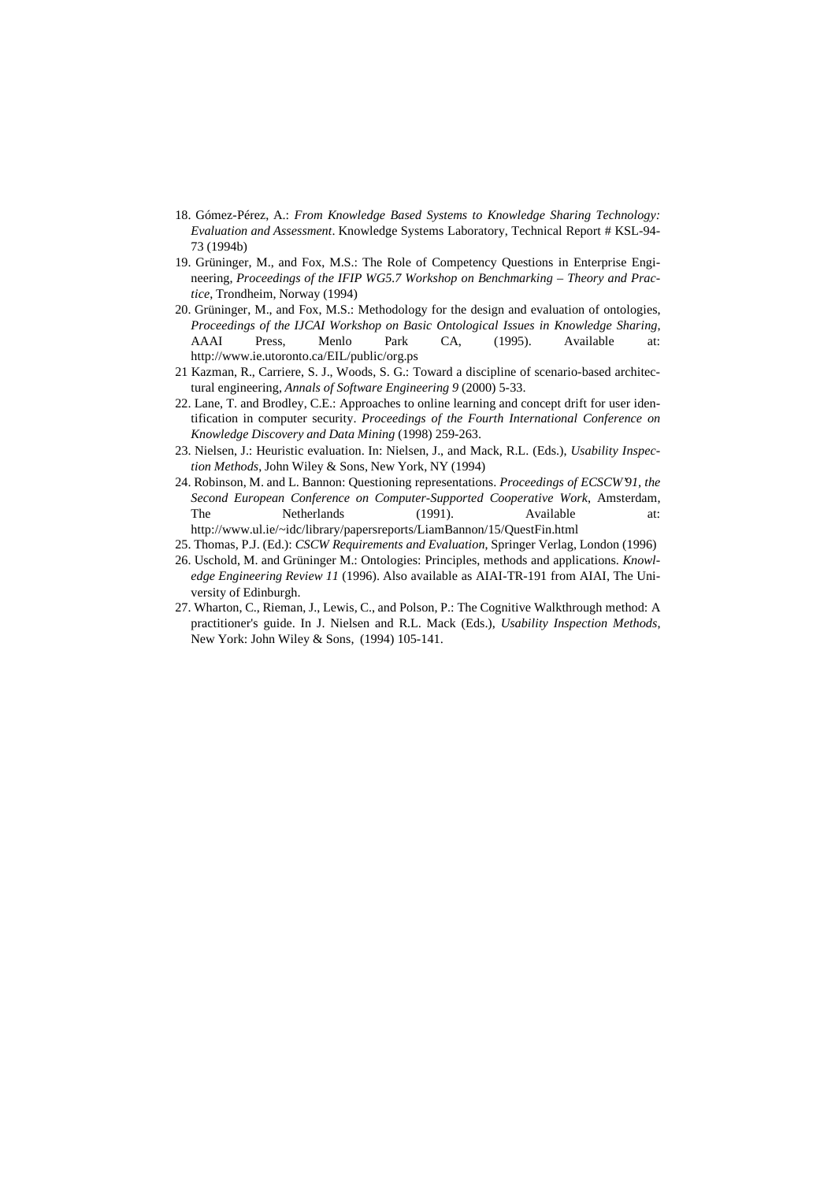18. Gómez-Pérez, A.: *From Knowledge Based Systems to Knowledge Sharing Technology: Evaluation and Assessment*. Knowledge Systems Laboratory, Technical Report # KSL-94-73 (1994b)
19. Grüninger, M., and Fox, M.S.: The Role of Competency Questions in Enterprise Engineering, *Proceedings of the IFIP WG5.7 Workshop on Benchmarking – Theory and Practice*, Trondheim, Norway (1994)
20. Grüninger, M., and Fox, M.S.: Methodology for the design and evaluation of ontologies, *Proceedings of the IJCAI Workshop on Basic Ontological Issues in Knowledge Sharing*, AAAI Press, Menlo Park CA, (1995). Available at: http://www.ie.utoronto.ca/EIL/public/org.ps
21 Kazman, R., Carriere, S. J., Woods, S. G.: Toward a discipline of scenario-based architectural engineering, *Annals of Software Engineering 9* (2000) 5-33.
22. Lane, T. and Brodley, C.E.: Approaches to online learning and concept drift for user identification in computer security. *Proceedings of the Fourth International Conference on Knowledge Discovery and Data Mining* (1998) 259-263.
23. Nielsen, J.: Heuristic evaluation. In: Nielsen, J., and Mack, R.L. (Eds.), *Usability Inspection Methods*, John Wiley & Sons, New York, NY (1994)
24. Robinson, M. and L. Bannon: Questioning representations. *Proceedings of ECSCW'91, the Second European Conference on Computer-Supported Cooperative Work*, Amsterdam, The Netherlands (1991). Available at: http://www.ul.ie/~idc/library/papersreports/LiamBannon/15/QuestFin.html
25. Thomas, P.J. (Ed.): *CSCW Requirements and Evaluation*, Springer Verlag, London (1996)
26. Uschold, M. and Grüninger M.: Ontologies: Principles, methods and applications. *Knowledge Engineering Review 11* (1996). Also available as AIAI-TR-191 from AIAI, The University of Edinburgh.
27. Wharton, C., Rieman, J., Lewis, C., and Polson, P.: The Cognitive Walkthrough method: A practitioner's guide. In J. Nielsen and R.L. Mack (Eds.), *Usability Inspection Methods*, New York: John Wiley & Sons, (1994) 105-141.